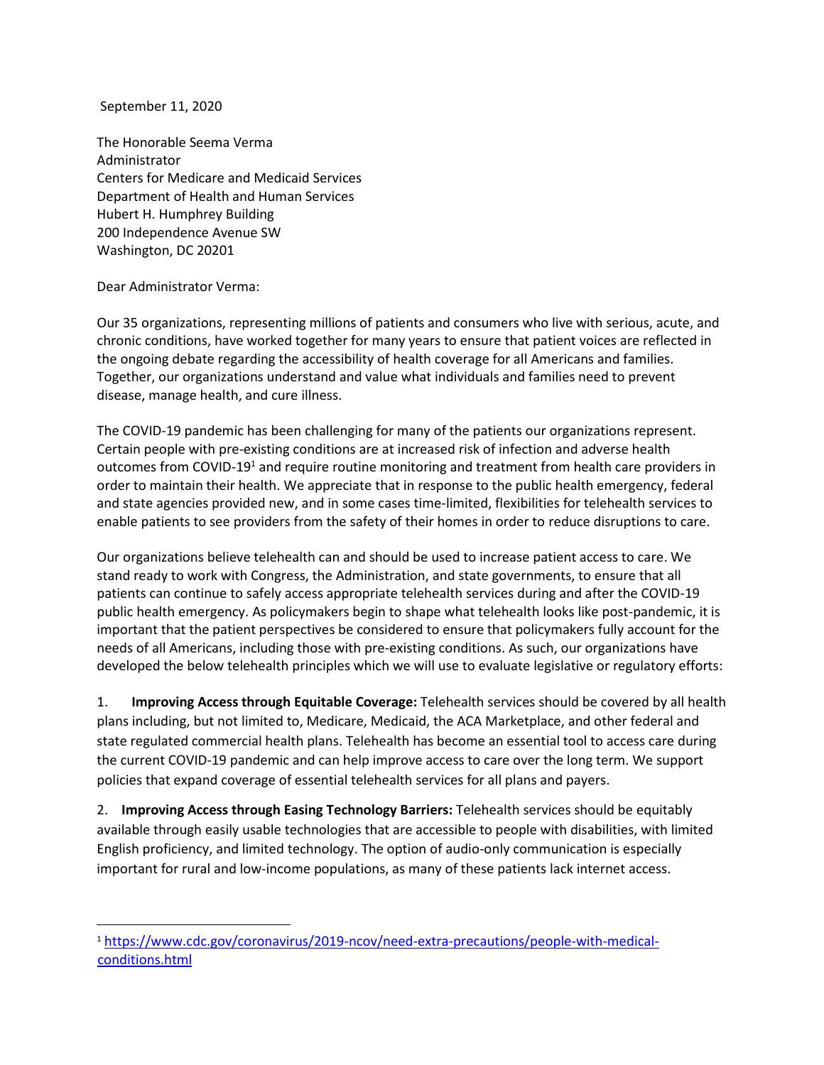September 11, 2020

The Honorable Seema Verma  
Administrator  
Centers for Medicare and Medicaid Services  
Department of Health and Human Services  
Hubert H. Humphrey Building  
200 Independence Avenue SW  
Washington, DC 20201

Dear Administrator Verma:

Our 35 organizations, representing millions of patients and consumers who live with serious, acute, and chronic conditions, have worked together for many years to ensure that patient voices are reflected in the ongoing debate regarding the accessibility of health coverage for all Americans and families. Together, our organizations understand and value what individuals and families need to prevent disease, manage health, and cure illness.

The COVID-19 pandemic has been challenging for many of the patients our organizations represent. Certain people with pre-existing conditions are at increased risk of infection and adverse health outcomes from COVID-19[1] and require routine monitoring and treatment from health care providers in order to maintain their health. We appreciate that in response to the public health emergency, federal and state agencies provided new, and in some cases time-limited, flexibilities for telehealth services to enable patients to see providers from the safety of their homes in order to reduce disruptions to care.

Our organizations believe telehealth can and should be used to increase patient access to care. We stand ready to work with Congress, the Administration, and state governments, to ensure that all patients can continue to safely access appropriate telehealth services during and after the COVID-19 public health emergency. As policymakers begin to shape what telehealth looks like post-pandemic, it is important that the patient perspectives be considered to ensure that policymakers fully account for the needs of all Americans, including those with pre-existing conditions. As such, our organizations have developed the below telehealth principles which we will use to evaluate legislative or regulatory efforts:

1. **Improving Access through Equitable Coverage:** Telehealth services should be covered by all health plans including, but not limited to, Medicare, Medicaid, the ACA Marketplace, and other federal and state regulated commercial health plans. Telehealth has become an essential tool to access care during the current COVID-19 pandemic and can help improve access to care over the long term. We support policies that expand coverage of essential telehealth services for all plans and payers.

2. **Improving Access through Easing Technology Barriers:** Telehealth services should be equitably available through easily usable technologies that are accessible to people with disabilities, with limited English proficiency, and limited technology. The option of audio-only communication is especially important for rural and low-income populations, as many of these patients lack internet access.

---

[1] https://www.cdc.gov/coronavirus/2019-ncov/need-extra-precautions/people-with-medical-conditions.html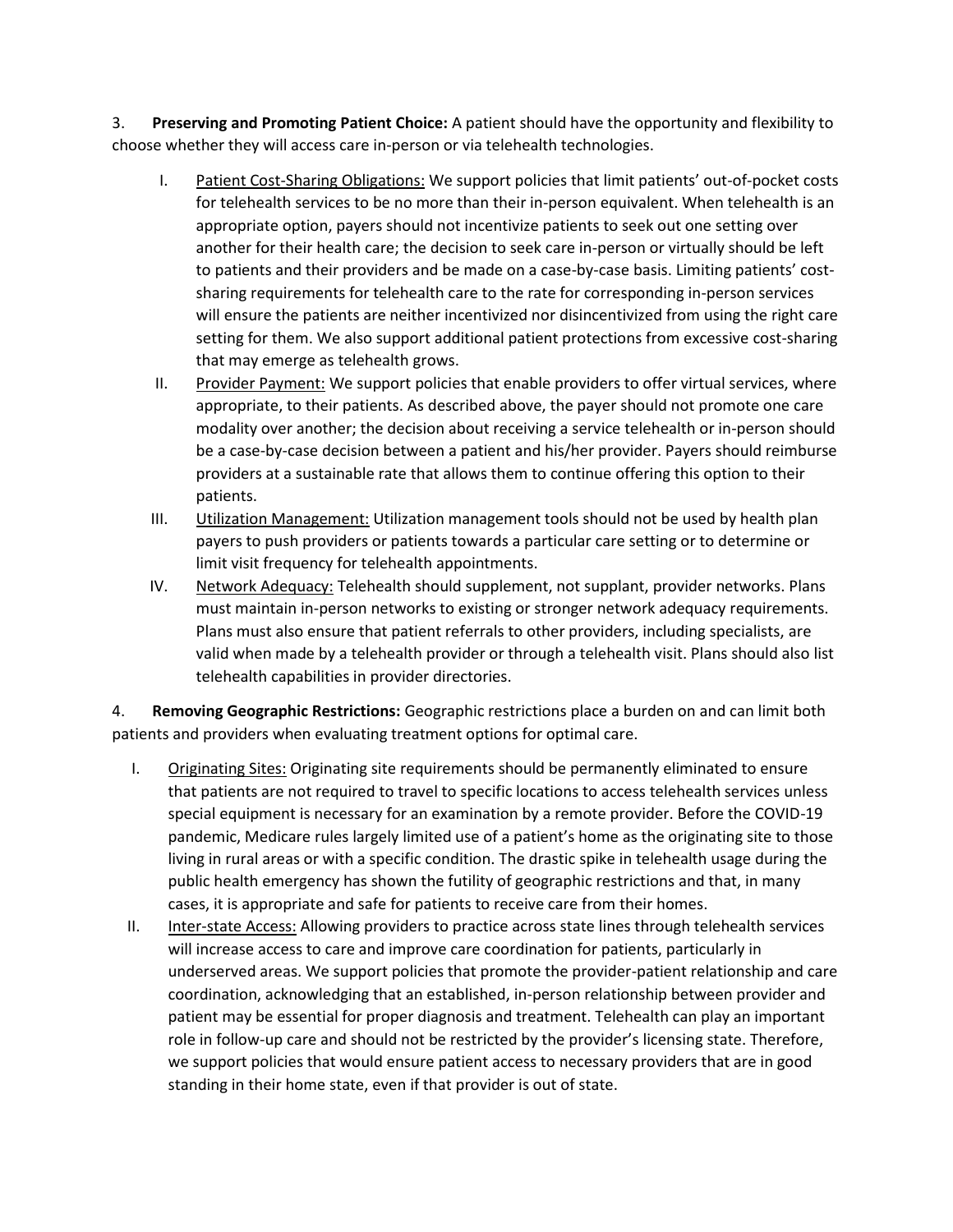3. **Preserving and Promoting Patient Choice:** A patient should have the opportunity and flexibility to choose whether they will access care in-person or via telehealth technologies.

   I. Patient Cost-Sharing Obligations: We support policies that limit patients' out-of-pocket costs for telehealth services to be no more than their in-person equivalent. When telehealth is an appropriate option, payers should not incentivize patients to seek out one setting over another for their health care; the decision to seek care in-person or virtually should be left to patients and their providers and be made on a case-by-case basis. Limiting patients' cost-sharing requirements for telehealth care to the rate for corresponding in-person services will ensure the patients are neither incentivized nor disincentivized from using the right care setting for them. We also support additional patient protections from excessive cost-sharing that may emerge as telehealth grows.

   II. Provider Payment: We support policies that enable providers to offer virtual services, where appropriate, to their patients. As described above, the payer should not promote one care modality over another; the decision about receiving a service telehealth or in-person should be a case-by-case decision between a patient and his/her provider. Payers should reimburse providers at a sustainable rate that allows them to continue offering this option to their patients.

   III. Utilization Management: Utilization management tools should not be used by health plan payers to push providers or patients towards a particular care setting or to determine or limit visit frequency for telehealth appointments.

   IV. Network Adequacy: Telehealth should supplement, not supplant, provider networks. Plans must maintain in-person networks to existing or stronger network adequacy requirements. Plans must also ensure that patient referrals to other providers, including specialists, are valid when made by a telehealth provider or through a telehealth visit. Plans should also list telehealth capabilities in provider directories.

4. **Removing Geographic Restrictions:** Geographic restrictions place a burden on and can limit both patients and providers when evaluating treatment options for optimal care.

   I. Originating Sites: Originating site requirements should be permanently eliminated to ensure that patients are not required to travel to specific locations to access telehealth services unless special equipment is necessary for an examination by a remote provider. Before the COVID-19 pandemic, Medicare rules largely limited use of a patient's home as the originating site to those living in rural areas or with a specific condition. The drastic spike in telehealth usage during the public health emergency has shown the futility of geographic restrictions and that, in many cases, it is appropriate and safe for patients to receive care from their homes.

   II. Inter-state Access: Allowing providers to practice across state lines through telehealth services will increase access to care and improve care coordination for patients, particularly in underserved areas. We support policies that promote the provider-patient relationship and care coordination, acknowledging that an established, in-person relationship between provider and patient may be essential for proper diagnosis and treatment. Telehealth can play an important role in follow-up care and should not be restricted by the provider's licensing state. Therefore, we support policies that would ensure patient access to necessary providers that are in good standing in their home state, even if that provider is out of state.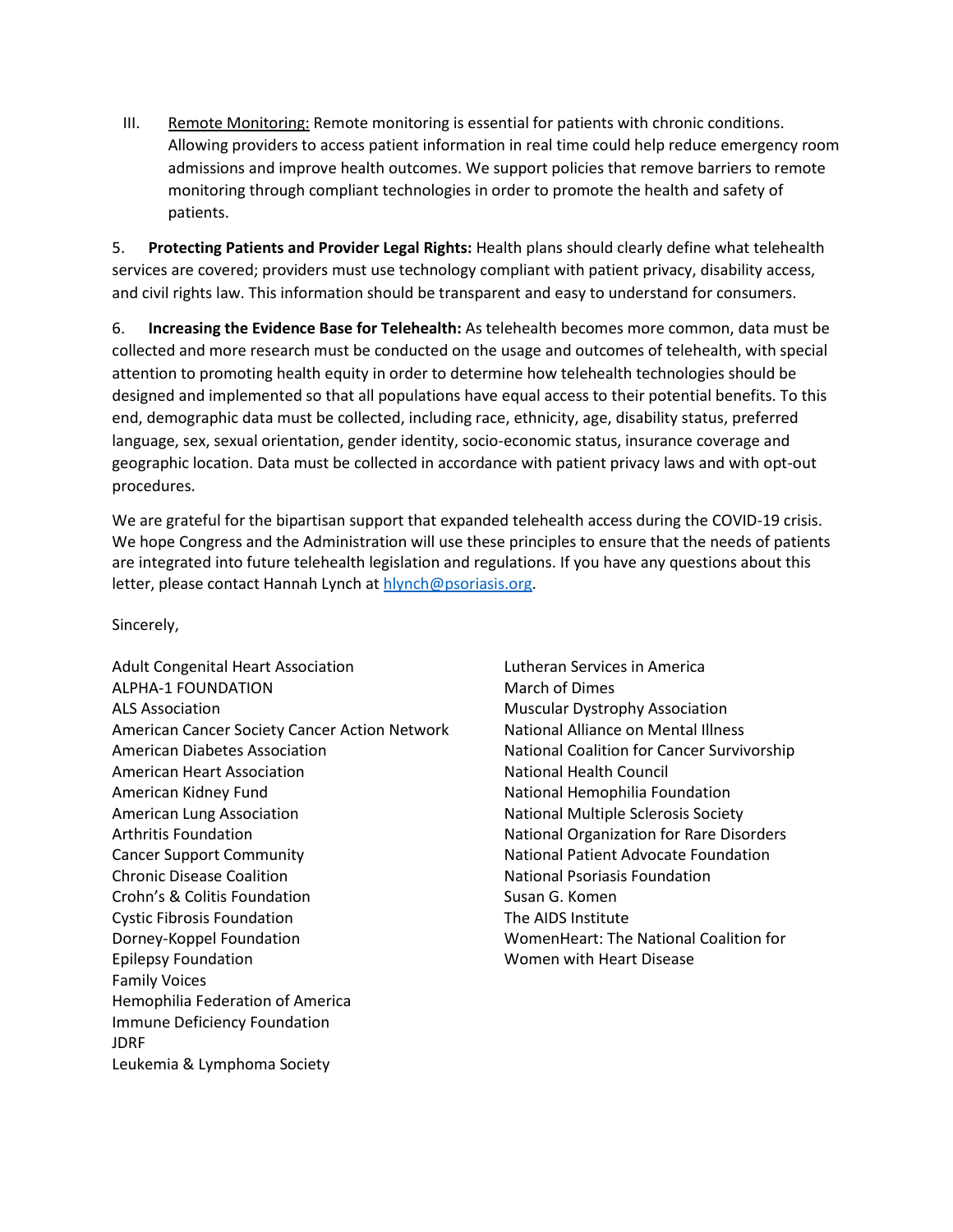III. <u>Remote Monitoring:</u> Remote monitoring is essential for patients with chronic conditions. Allowing providers to access patient information in real time could help reduce emergency room admissions and improve health outcomes. We support policies that remove barriers to remote monitoring through compliant technologies in order to promote the health and safety of patients.

5. **Protecting Patients and Provider Legal Rights:** Health plans should clearly define what telehealth services are covered; providers must use technology compliant with patient privacy, disability access, and civil rights law. This information should be transparent and easy to understand for consumers.

6. **Increasing the Evidence Base for Telehealth:** As telehealth becomes more common, data must be collected and more research must be conducted on the usage and outcomes of telehealth, with special attention to promoting health equity in order to determine how telehealth technologies should be designed and implemented so that all populations have equal access to their potential benefits. To this end, demographic data must be collected, including race, ethnicity, age, disability status, preferred language, sex, sexual orientation, gender identity, socio-economic status, insurance coverage and geographic location. Data must be collected in accordance with patient privacy laws and with opt-out procedures.

We are grateful for the bipartisan support that expanded telehealth access during the COVID-19 crisis. We hope Congress and the Administration will use these principles to ensure that the needs of patients are integrated into future telehealth legislation and regulations. If you have any questions about this letter, please contact Hannah Lynch at hlynch@psoriasis.org.

Sincerely,

Adult Congenital Heart Association
ALPHA-1 FOUNDATION
ALS Association
American Cancer Society Cancer Action Network
American Diabetes Association
American Heart Association
American Kidney Fund
American Lung Association
Arthritis Foundation
Cancer Support Community
Chronic Disease Coalition
Crohn's & Colitis Foundation
Cystic Fibrosis Foundation
Dorney-Koppel Foundation
Epilepsy Foundation
Family Voices
Hemophilia Federation of America
Immune Deficiency Foundation
JDRF
Leukemia & Lymphoma Society
Lutheran Services in America
March of Dimes
Muscular Dystrophy Association
National Alliance on Mental Illness
National Coalition for Cancer Survivorship
National Health Council
National Hemophilia Foundation
National Multiple Sclerosis Society
National Organization for Rare Disorders
National Patient Advocate Foundation
National Psoriasis Foundation
Susan G. Komen
The AIDS Institute
WomenHeart: The National Coalition for Women with Heart Disease